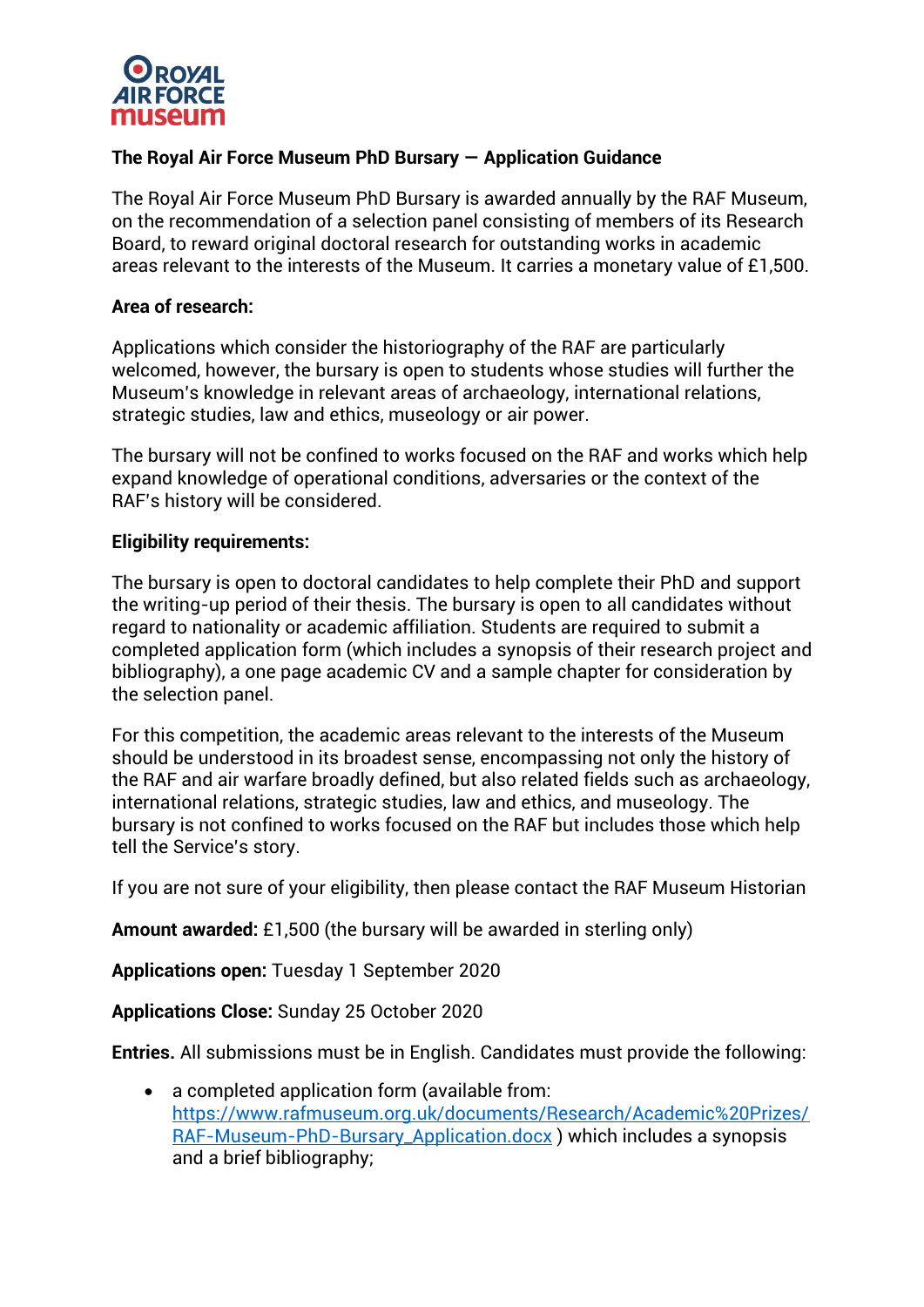ROYAL AIR FORCE museum

## The Royal Air Force Museum PhD Bursary — Application Guidance

The Royal Air Force Museum PhD Bursary is awarded annually by the RAF Museum, on the recommendation of a selection panel consisting of members of its Research Board, to reward original doctoral research for outstanding works in academic areas relevant to the interests of the Museum. It carries a monetary value of £1,500.

**Area of research:**

Applications which consider the historiography of the RAF are particularly welcomed, however, the bursary is open to students whose studies will further the Museum's knowledge in relevant areas of archaeology, international relations, strategic studies, law and ethics, museology or air power.

The bursary will not be confined to works focused on the RAF and works which help expand knowledge of operational conditions, adversaries or the context of the RAF's history will be considered.

**Eligibility requirements:**

The bursary is open to doctoral candidates to help complete their PhD and support the writing-up period of their thesis. The bursary is open to all candidates without regard to nationality or academic affiliation. Students are required to submit a completed application form (which includes a synopsis of their research project and bibliography), a one page academic CV and a sample chapter for consideration by the selection panel.

For this competition, the academic areas relevant to the interests of the Museum should be understood in its broadest sense, encompassing not only the history of the RAF and air warfare broadly defined, but also related fields such as archaeology, international relations, strategic studies, law and ethics, and museology. The bursary is not confined to works focused on the RAF but includes those which help tell the Service's story.

If you are not sure of your eligibility, then please contact the RAF Museum Historian

**Amount awarded:** £1,500 (the bursary will be awarded in sterling only)

**Applications open:** Tuesday 1 September 2020

**Applications Close:** Sunday 25 October 2020

**Entries.** All submissions must be in English. Candidates must provide the following:

- a completed application form (available from: [https://www.rafmuseum.org.uk/documents/Research/Academic%20Prizes/RAF-Museum-PhD-Bursary_Application.docx](https://www.rafmuseum.org.uk/documents/Research/Academic%20Prizes/RAF-Museum-PhD-Bursary_Application.docx) ) which includes a synopsis and a brief bibliography;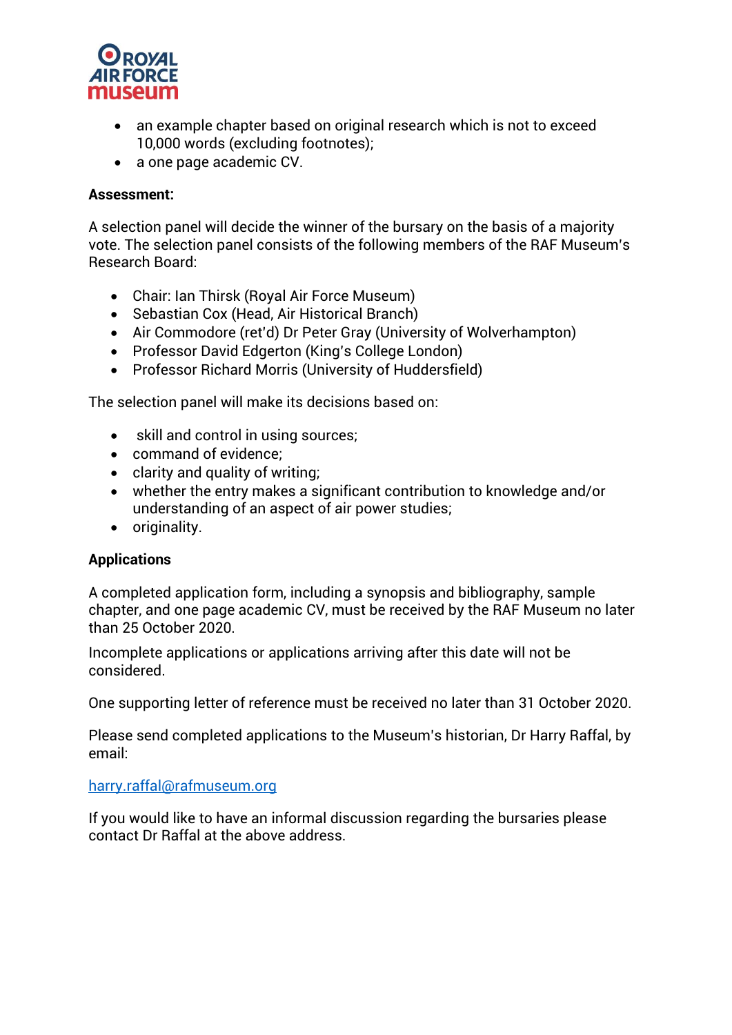- an example chapter based on original research which is not to exceed 10,000 words (excluding footnotes);
- a one page academic CV.

**Assessment:**

A selection panel will decide the winner of the bursary on the basis of a majority vote. The selection panel consists of the following members of the RAF Museum's Research Board:

- Chair: Ian Thirsk (Royal Air Force Museum)
- Sebastian Cox (Head, Air Historical Branch)
- Air Commodore (ret'd) Dr Peter Gray (University of Wolverhampton)
- Professor David Edgerton (King's College London)
- Professor Richard Morris (University of Huddersfield)

The selection panel will make its decisions based on:

- skill and control in using sources;
- command of evidence;
- clarity and quality of writing;
- whether the entry makes a significant contribution to knowledge and/or understanding of an aspect of air power studies;
- originality.

**Applications**

A completed application form, including a synopsis and bibliography, sample chapter, and one page academic CV, must be received by the RAF Museum no later than 25 October 2020.

Incomplete applications or applications arriving after this date will not be considered.

One supporting letter of reference must be received no later than 31 October 2020.

Please send completed applications to the Museum's historian, Dr Harry Raffal, by email:

harry.raffal@rafmuseum.org

If you would like to have an informal discussion regarding the bursaries please contact Dr Raffal at the above address.